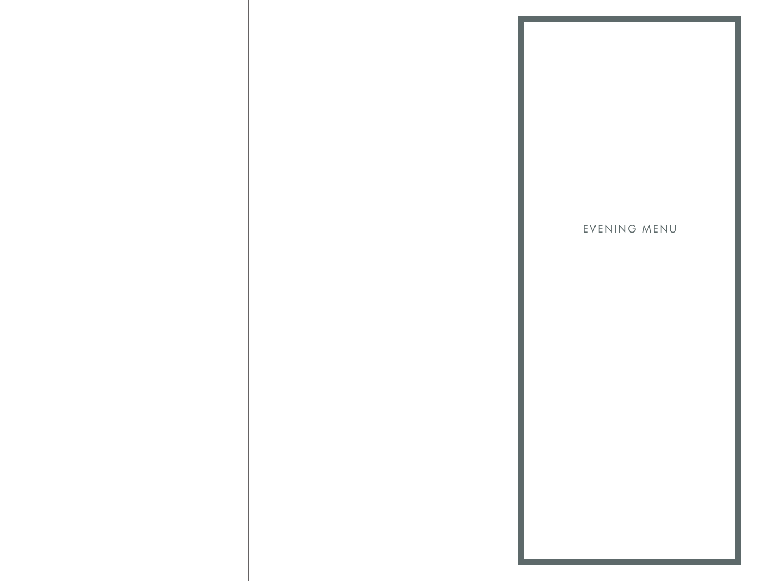# EVENING MENU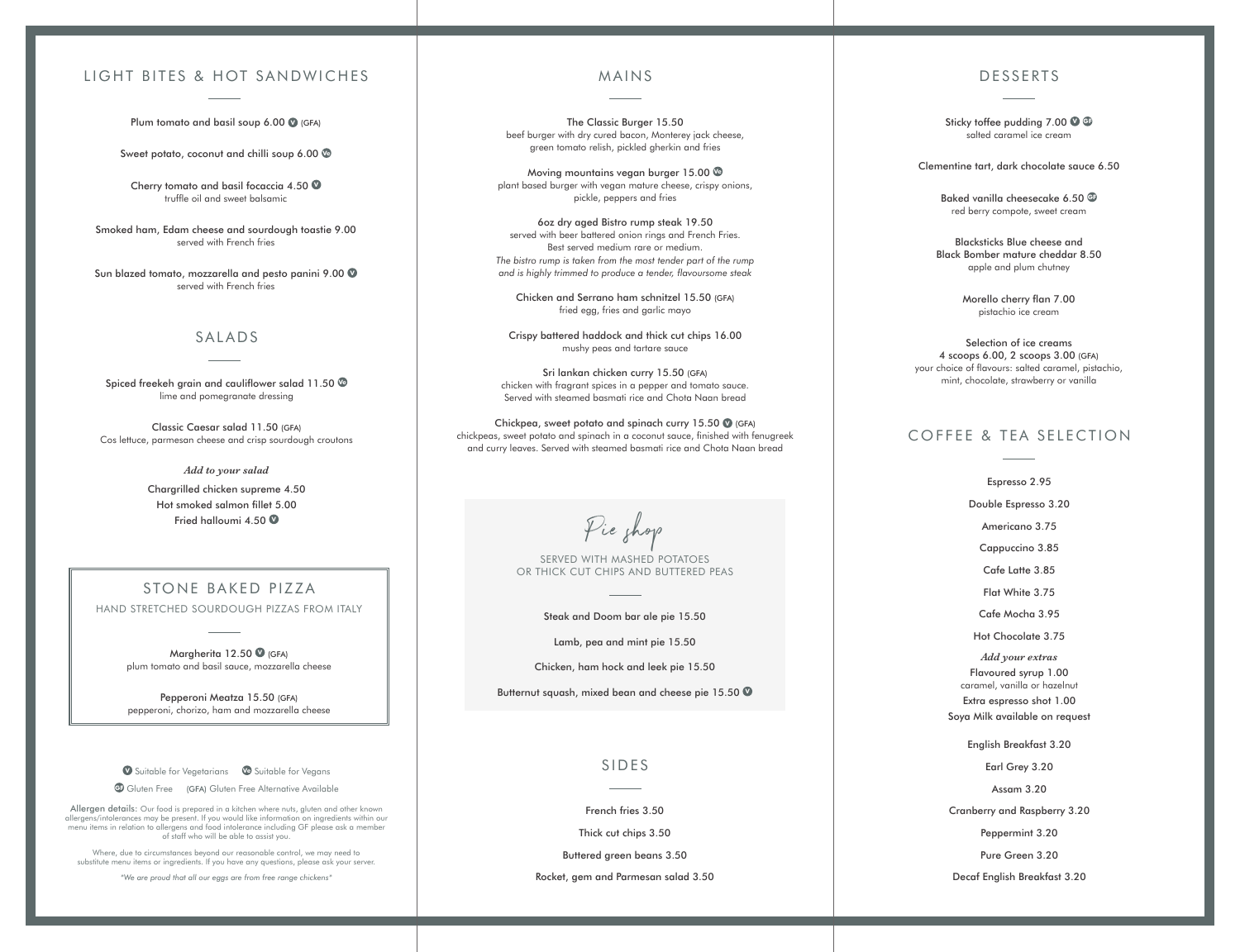## LIGHT BITES & HOT SANDWICHES

Plum tomato and basil soup 6.00 V (GFA)

Sweet potato, coconut and chilli soup 6.00 Ve

Cherry tomato and basil focaccia 4.50 V
truffle oil and sweet balsamic

Smoked ham, Edam cheese and sourdough toastie 9.00
served with French fries

Sun blazed tomato, mozzarella and pesto panini 9.00 V
served with French fries

## SALADS

Spiced freekeh grain and cauliflower salad 11.50 Ve
lime and pomegranate dressing

Classic Caesar salad 11.50 (GFA)
Cos lettuce, parmesan cheese and crisp sourdough croutons

*Add to your salad*

Chargrilled chicken supreme 4.50
Hot smoked salmon fillet 5.00
Fried halloumi 4.50 V

## STONE BAKED PIZZA

HAND STRETCHED SOURDOUGH PIZZAS FROM ITALY

Margherita 12.50 V (GFA)
plum tomato and basil sauce, mozzarella cheese

Pepperoni Meatza 15.50 (GFA)
pepperoni, chorizo, ham and mozzarella cheese

V Suitable for Vegetarians   Ve Suitable for Vegans

GF Gluten Free   (GFA) Gluten Free Alternative Available

Allergen details: Our food is prepared in a kitchen where nuts, gluten and other known allergens/intolerances may be present. If you would like information on ingredients within our menu items in relation to allergens and food intolerance including GF please ask a member of staff who will be able to assist you.

Where, due to circumstances beyond our reasonable control, we may need to substitute menu items or ingredients. If you have any questions, please ask your server.

*"We are proud that all our eggs are from free range chickens"*

## MAINS

The Classic Burger 15.50
beef burger with dry cured bacon, Monterey jack cheese, green tomato relish, pickled gherkin and fries

Moving mountains vegan burger 15.00 Ve
plant based burger with vegan mature cheese, crispy onions, pickle, peppers and fries

6oz dry aged Bistro rump steak 19.50
served with beer battered onion rings and French Fries.
Best served medium rare or medium.
*The bistro rump is taken from the most tender part of the rump and is highly trimmed to produce a tender, flavoursome steak*

Chicken and Serrano ham schnitzel 15.50 (GFA)
fried egg, fries and garlic mayo

Crispy battered haddock and thick cut chips 16.00
mushy peas and tartare sauce

Sri lankan chicken curry 15.50 (GFA)
chicken with fragrant spices in a pepper and tomato sauce.
Served with steamed basmati rice and Chota Naan bread

Chickpea, sweet potato and spinach curry 15.50 V (GFA)
chickpeas, sweet potato and spinach in a coconut sauce, finished with fenugreek and curry leaves. Served with steamed basmati rice and Chota Naan bread

## *Pie shop*

SERVED WITH MASHED POTATOES OR THICK CUT CHIPS AND BUTTERED PEAS

Steak and Doom bar ale pie 15.50

Lamb, pea and mint pie 15.50

Chicken, ham hock and leek pie 15.50

Butternut squash, mixed bean and cheese pie 15.50 V

## SIDES

French fries 3.50

Thick cut chips 3.50

Buttered green beans 3.50

Rocket, gem and Parmesan salad 3.50

## DESSERTS

Sticky toffee pudding 7.00 V GF
salted caramel ice cream

Clementine tart, dark chocolate sauce 6.50

Baked vanilla cheesecake 6.50 GF
red berry compote, sweet cream

Blacksticks Blue cheese and Black Bomber mature cheddar 8.50
apple and plum chutney

Morello cherry flan 7.00
pistachio ice cream

Selection of ice creams
4 scoops 6.00, 2 scoops 3.00 (GFA)
your choice of flavours: salted caramel, pistachio, mint, chocolate, strawberry or vanilla

## COFFEE & TEA SELECTION

Espresso 2.95

Double Espresso 3.20

Americano 3.75

Cappuccino 3.85

Cafe Latte 3.85

Flat White 3.75

Cafe Mocha 3.95

Hot Chocolate 3.75

*Add your extras*

Flavoured syrup 1.00
caramel, vanilla or hazelnut

Extra espresso shot 1.00

Soya Milk available on request

English Breakfast 3.20

Earl Grey 3.20

Assam 3.20

Cranberry and Raspberry 3.20

Peppermint 3.20

Pure Green 3.20

Decaf English Breakfast 3.20